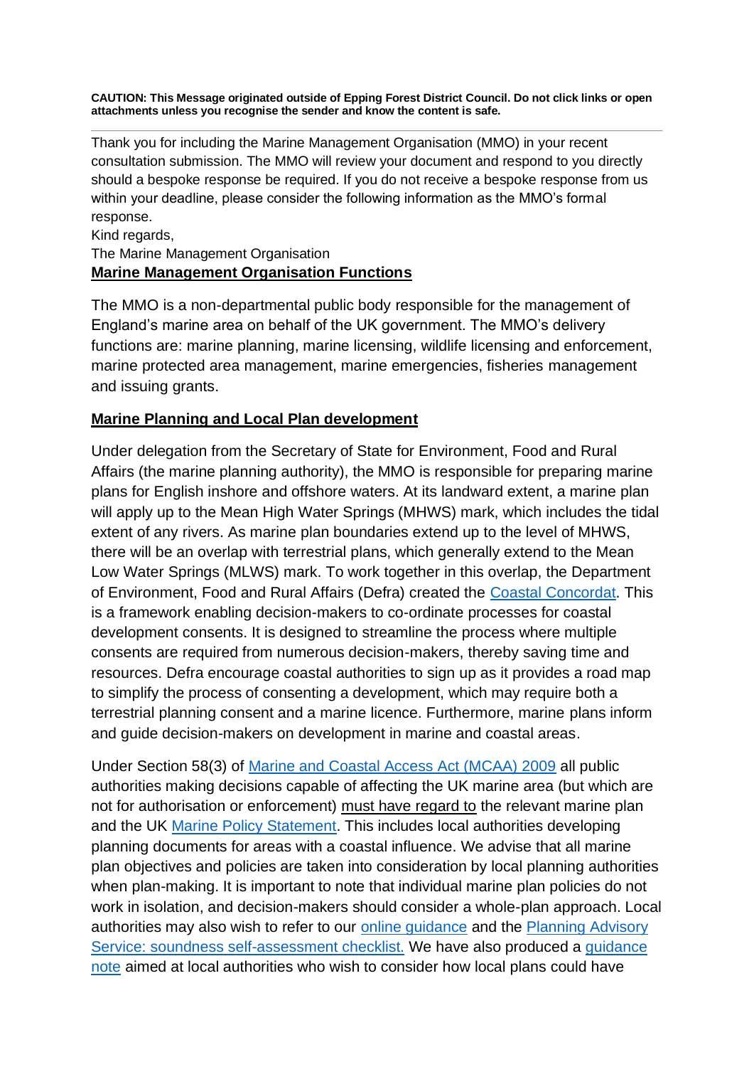**CAUTION: This Message originated outside of Epping Forest District Council. Do not click links or open attachments unless you recognise the sender and know the content is safe.**

---

Thank you for including the Marine Management Organisation (MMO) in your recent consultation submission. The MMO will review your document and respond to you directly should a bespoke response be required. If you do not receive a bespoke response from us within your deadline, please consider the following information as the MMO's formal response.

Kind regards,

The Marine Management Organisation

**Marine Management Organisation Functions**

The MMO is a non-departmental public body responsible for the management of England's marine area on behalf of the UK government. The MMO's delivery functions are: marine planning, marine licensing, wildlife licensing and enforcement, marine protected area management, marine emergencies, fisheries management and issuing grants.

**Marine Planning and Local Plan development**

Under delegation from the Secretary of State for Environment, Food and Rural Affairs (the marine planning authority), the MMO is responsible for preparing marine plans for English inshore and offshore waters. At its landward extent, a marine plan will apply up to the Mean High Water Springs (MHWS) mark, which includes the tidal extent of any rivers. As marine plan boundaries extend up to the level of MHWS, there will be an overlap with terrestrial plans, which generally extend to the Mean Low Water Springs (MLWS) mark. To work together in this overlap, the Department of Environment, Food and Rural Affairs (Defra) created the Coastal Concordat. This is a framework enabling decision-makers to co-ordinate processes for coastal development consents. It is designed to streamline the process where multiple consents are required from numerous decision-makers, thereby saving time and resources. Defra encourage coastal authorities to sign up as it provides a road map to simplify the process of consenting a development, which may require both a terrestrial planning consent and a marine licence. Furthermore, marine plans inform and guide decision-makers on development in marine and coastal areas.

Under Section 58(3) of Marine and Coastal Access Act (MCAA) 2009 all public authorities making decisions capable of affecting the UK marine area (but which are not for authorisation or enforcement) must have regard to the relevant marine plan and the UK Marine Policy Statement. This includes local authorities developing planning documents for areas with a coastal influence. We advise that all marine plan objectives and policies are taken into consideration by local planning authorities when plan-making. It is important to note that individual marine plan policies do not work in isolation, and decision-makers should consider a whole-plan approach. Local authorities may also wish to refer to our online guidance and the Planning Advisory Service: soundness self-assessment checklist. We have also produced a guidance note aimed at local authorities who wish to consider how local plans could have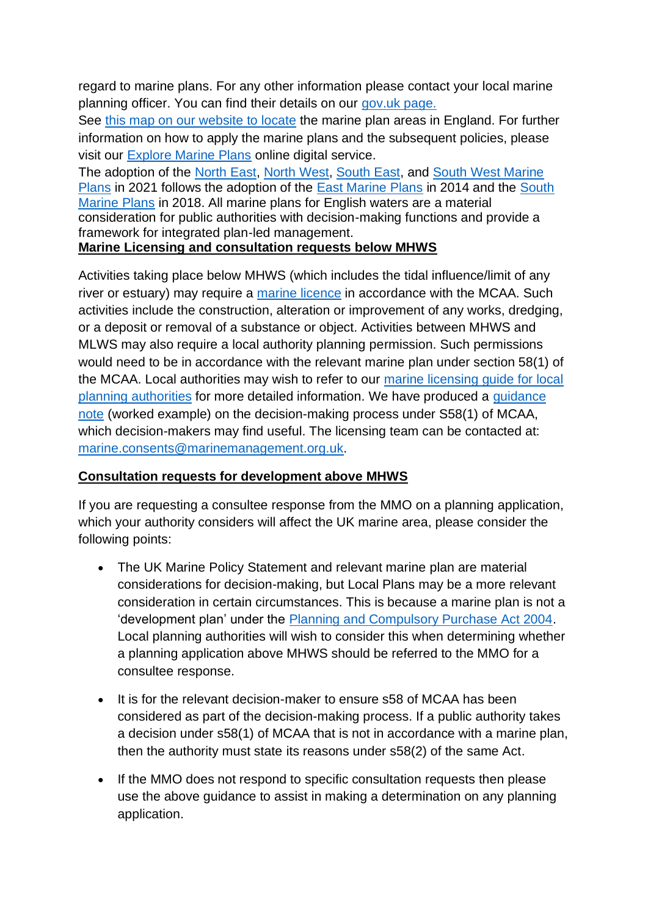regard to marine plans. For any other information please contact your local marine planning officer. You can find their details on our gov.uk page.

See this map on our website to locate the marine plan areas in England. For further information on how to apply the marine plans and the subsequent policies, please visit our Explore Marine Plans online digital service.

The adoption of the North East, North West, South East, and South West Marine Plans in 2021 follows the adoption of the East Marine Plans in 2014 and the South Marine Plans in 2018. All marine plans for English waters are a material consideration for public authorities with decision-making functions and provide a framework for integrated plan-led management.

**Marine Licensing and consultation requests below MHWS**

Activities taking place below MHWS (which includes the tidal influence/limit of any river or estuary) may require a marine licence in accordance with the MCAA. Such activities include the construction, alteration or improvement of any works, dredging, or a deposit or removal of a substance or object. Activities between MHWS and MLWS may also require a local authority planning permission. Such permissions would need to be in accordance with the relevant marine plan under section 58(1) of the MCAA. Local authorities may wish to refer to our marine licensing guide for local planning authorities for more detailed information. We have produced a guidance note (worked example) on the decision-making process under S58(1) of MCAA, which decision-makers may find useful. The licensing team can be contacted at: marine.consents@marinemanagement.org.uk.

**Consultation requests for development above MHWS**

If you are requesting a consultee response from the MMO on a planning application, which your authority considers will affect the UK marine area, please consider the following points:

- The UK Marine Policy Statement and relevant marine plan are material considerations for decision-making, but Local Plans may be a more relevant consideration in certain circumstances. This is because a marine plan is not a 'development plan' under the Planning and Compulsory Purchase Act 2004. Local planning authorities will wish to consider this when determining whether a planning application above MHWS should be referred to the MMO for a consultee response.

- It is for the relevant decision-maker to ensure s58 of MCAA has been considered as part of the decision-making process. If a public authority takes a decision under s58(1) of MCAA that is not in accordance with a marine plan, then the authority must state its reasons under s58(2) of the same Act.

- If the MMO does not respond to specific consultation requests then please use the above guidance to assist in making a determination on any planning application.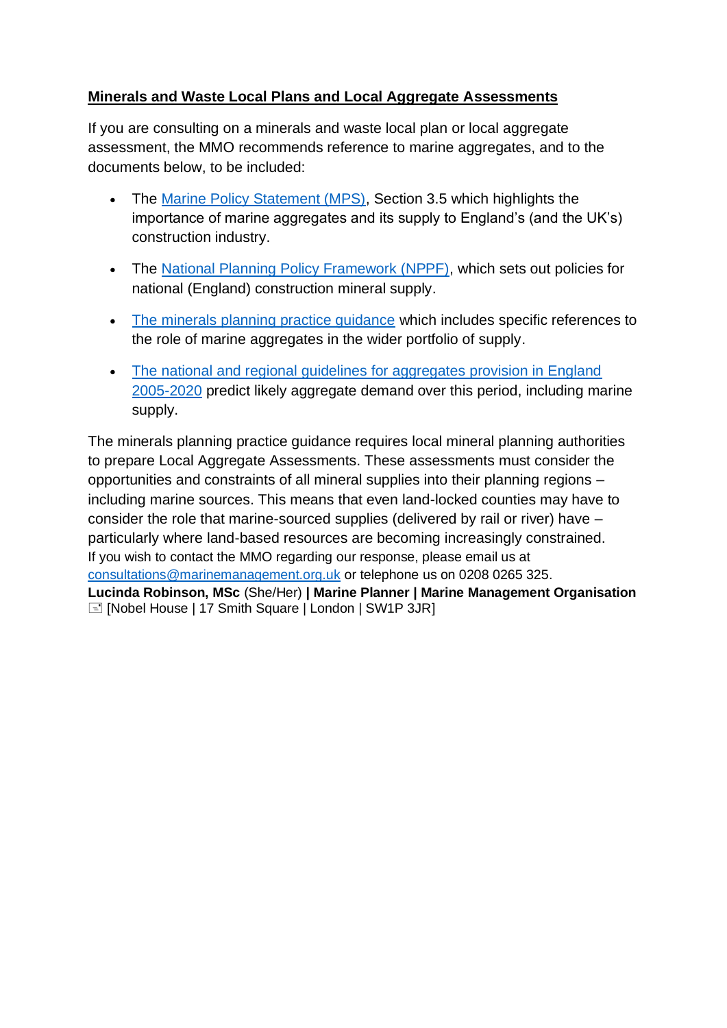**Minerals and Waste Local Plans and Local Aggregate Assessments**

If you are consulting on a minerals and waste local plan or local aggregate assessment, the MMO recommends reference to marine aggregates, and to the documents below, to be included:

- The Marine Policy Statement (MPS), Section 3.5 which highlights the importance of marine aggregates and its supply to England's (and the UK's) construction industry.
- The National Planning Policy Framework (NPPF), which sets out policies for national (England) construction mineral supply.
- The minerals planning practice guidance which includes specific references to the role of marine aggregates in the wider portfolio of supply.
- The national and regional guidelines for aggregates provision in England 2005-2020 predict likely aggregate demand over this period, including marine supply.

The minerals planning practice guidance requires local mineral planning authorities to prepare Local Aggregate Assessments. These assessments must consider the opportunities and constraints of all mineral supplies into their planning regions – including marine sources. This means that even land-locked counties may have to consider the role that marine-sourced supplies (delivered by rail or river) have – particularly where land-based resources are becoming increasingly constrained.

If you wish to contact the MMO regarding our response, please email us at consultations@marinemanagement.org.uk or telephone us on 0208 0265 325.

**Lucinda Robinson, MSc** (She/Her) **| Marine Planner | Marine Management Organisation**
[Nobel House | 17 Smith Square | London | SW1P 3JR]